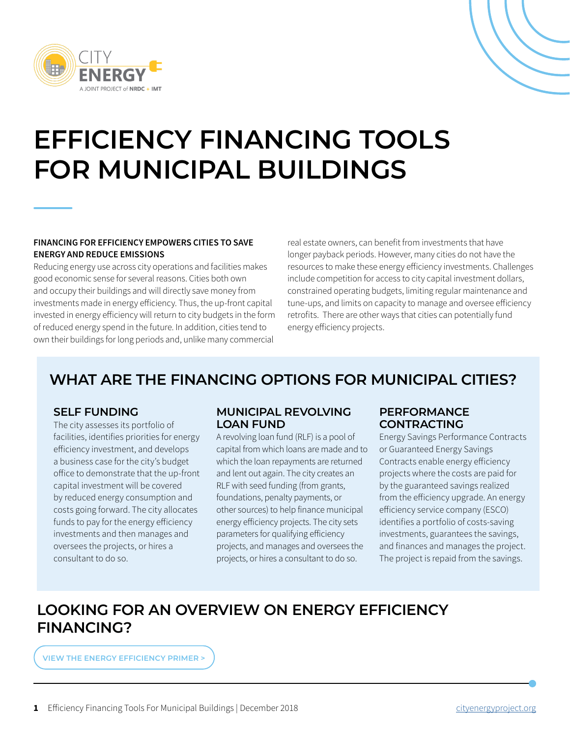# EFFICIENCY FINANCING TOOLS FOR MUNICIPAL BUILDINGS

**FINANCING FOR EFFICIENCY EMPOWERS CITIES TO SAVE ENERGY AND REDUCE EMISSIONS**

Reducing energy use across city operations and facilities makes good economic sense for several reasons. Cities both own and occupy their buildings and will directly save money from investments made in energy efficiency. Thus, the up-front capital invested in energy efficiency will return to city budgets in the form of reduced energy spend in the future. In addition, cities tend to own their buildings for long periods and, unlike many commercial real estate owners, can benefit from investments that have longer payback periods. However, many cities do not have the resources to make these energy efficiency investments. Challenges include competition for access to city capital investment dollars, constrained operating budgets, limiting regular maintenance and tune-ups, and limits on capacity to manage and oversee efficiency retrofits. There are other ways that cities can potentially fund energy efficiency projects.

## WHAT ARE THE FINANCING OPTIONS FOR MUNICIPAL CITIES?

### SELF FUNDING

The city assesses its portfolio of facilities, identifies priorities for energy efficiency investment, and develops a business case for the city's budget office to demonstrate that the up-front capital investment will be covered by reduced energy consumption and costs going forward. The city allocates funds to pay for the energy efficiency investments and then manages and oversees the projects, or hires a consultant to do so.

### MUNICIPAL REVOLVING LOAN FUND

A revolving loan fund (RLF) is a pool of capital from which loans are made and to which the loan repayments are returned and lent out again. The city creates an RLF with seed funding (from grants, foundations, penalty payments, or other sources) to help finance municipal energy efficiency projects. The city sets parameters for qualifying efficiency projects, and manages and oversees the projects, or hires a consultant to do so.

### PERFORMANCE CONTRACTING

Energy Savings Performance Contracts or Guaranteed Energy Savings Contracts enable energy efficiency projects where the costs are paid for by the guaranteed savings realized from the efficiency upgrade. An energy efficiency service company (ESCO) identifies a portfolio of costs-saving investments, guarantees the savings, and finances and manages the project. The project is repaid from the savings.

## LOOKING FOR AN OVERVIEW ON ENERGY EFFICIENCY FINANCING?

VIEW THE ENERGY EFFICIENCY PRIMER >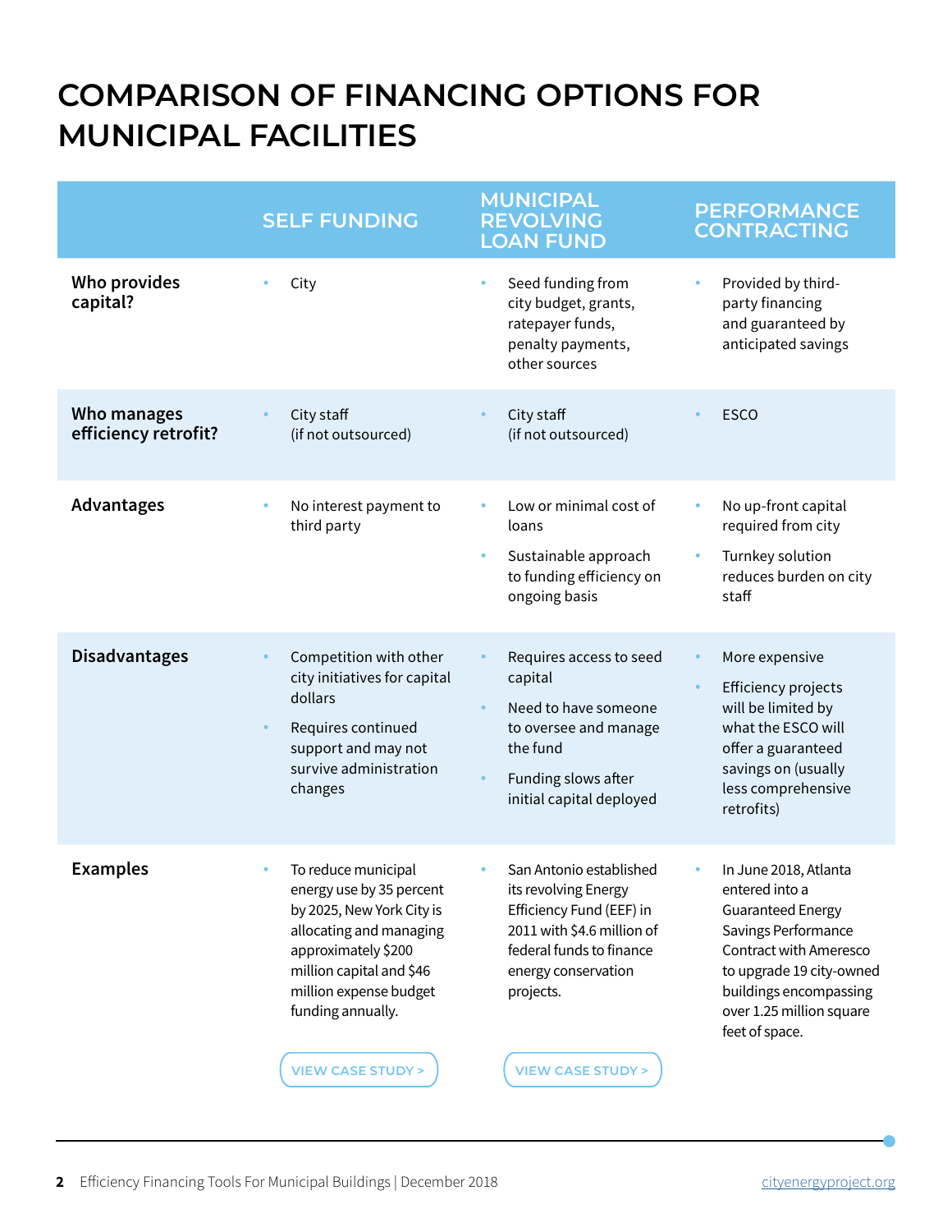# COMPARISON OF FINANCING OPTIONS FOR MUNICIPAL FACILITIES

| | SELF FUNDING | MUNICIPAL REVOLVING LOAN FUND | PERFORMANCE CONTRACTING |
|---|---|---|---|
| **Who provides capital?** | • City | • Seed funding from city budget, grants, ratepayer funds, penalty payments, other sources | • Provided by third-party financing and guaranteed by anticipated savings |
| **Who manages efficiency retrofit?** | • City staff (if not outsourced) | • City staff (if not outsourced) | • ESCO |
| **Advantages** | • No interest payment to third party | • Low or minimal cost of loans<br>• Sustainable approach to funding efficiency on ongoing basis | • No up-front capital required from city<br>• Turnkey solution reduces burden on city staff |
| **Disadvantages** | • Competition with other city initiatives for capital dollars<br>• Requires continued support and may not survive administration changes | • Requires access to seed capital<br>• Need to have someone to oversee and manage the fund<br>• Funding slows after initial capital deployed | • More expensive<br>• Efficiency projects will be limited by what the ESCO will offer a guaranteed savings on (usually less comprehensive retrofits) |
| **Examples** | • To reduce municipal energy use by 35 percent by 2025, New York City is allocating and managing approximately $200 million capital and $46 million expense budget funding annually.<br>VIEW CASE STUDY > | • San Antonio established its revolving Energy Efficiency Fund (EEF) in 2011 with $4.6 million of federal funds to finance energy conservation projects.<br>VIEW CASE STUDY > | • In June 2018, Atlanta entered into a Guaranteed Energy Savings Performance Contract with Ameresco to upgrade 19 city-owned buildings encompassing over 1.25 million square feet of space. |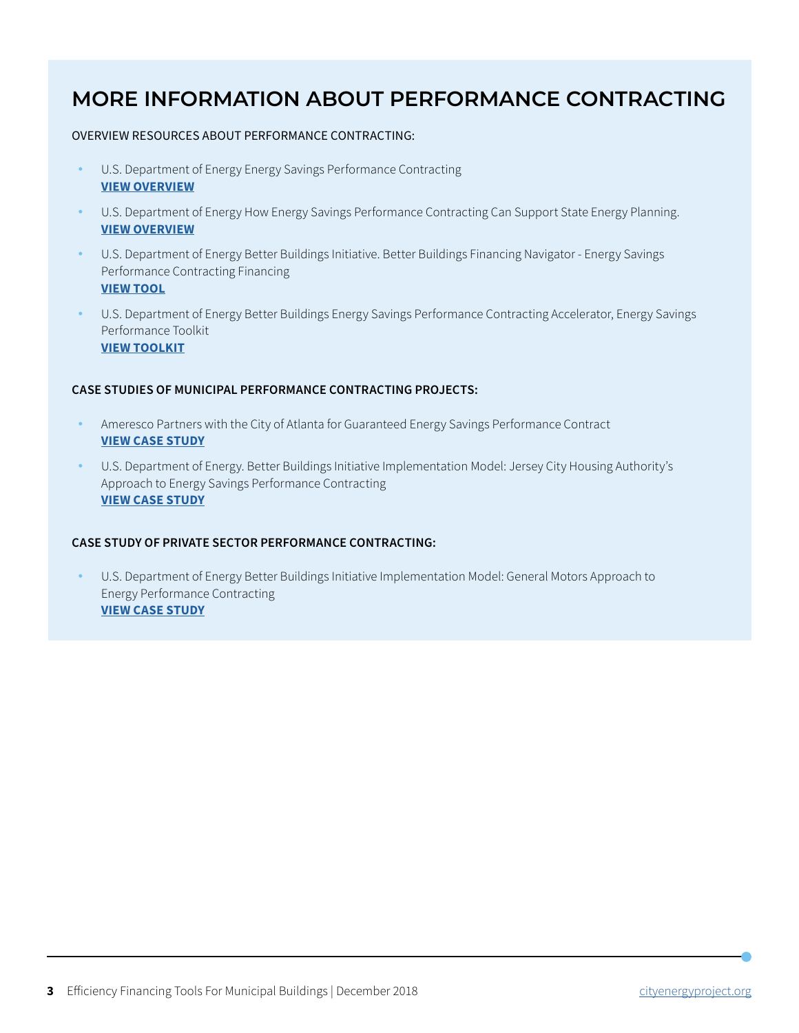## MORE INFORMATION ABOUT PERFORMANCE CONTRACTING

OVERVIEW RESOURCES ABOUT PERFORMANCE CONTRACTING:

- U.S. Department of Energy Energy Savings Performance Contracting
  **VIEW OVERVIEW**
- U.S. Department of Energy How Energy Savings Performance Contracting Can Support State Energy Planning.
  **VIEW OVERVIEW**
- U.S. Department of Energy Better Buildings Initiative. Better Buildings Financing Navigator - Energy Savings Performance Contracting Financing
  **VIEW TOOL**
- U.S. Department of Energy Better Buildings Energy Savings Performance Contracting Accelerator, Energy Savings Performance Toolkit
  **VIEW TOOLKIT**

**CASE STUDIES OF MUNICIPAL PERFORMANCE CONTRACTING PROJECTS:**

- Ameresco Partners with the City of Atlanta for Guaranteed Energy Savings Performance Contract
  **VIEW CASE STUDY**
- U.S. Department of Energy. Better Buildings Initiative Implementation Model: Jersey City Housing Authority's Approach to Energy Savings Performance Contracting
  **VIEW CASE STUDY**

**CASE STUDY OF PRIVATE SECTOR PERFORMANCE CONTRACTING:**

- U.S. Department of Energy Better Buildings Initiative Implementation Model: General Motors Approach to Energy Performance Contracting
  **VIEW CASE STUDY**